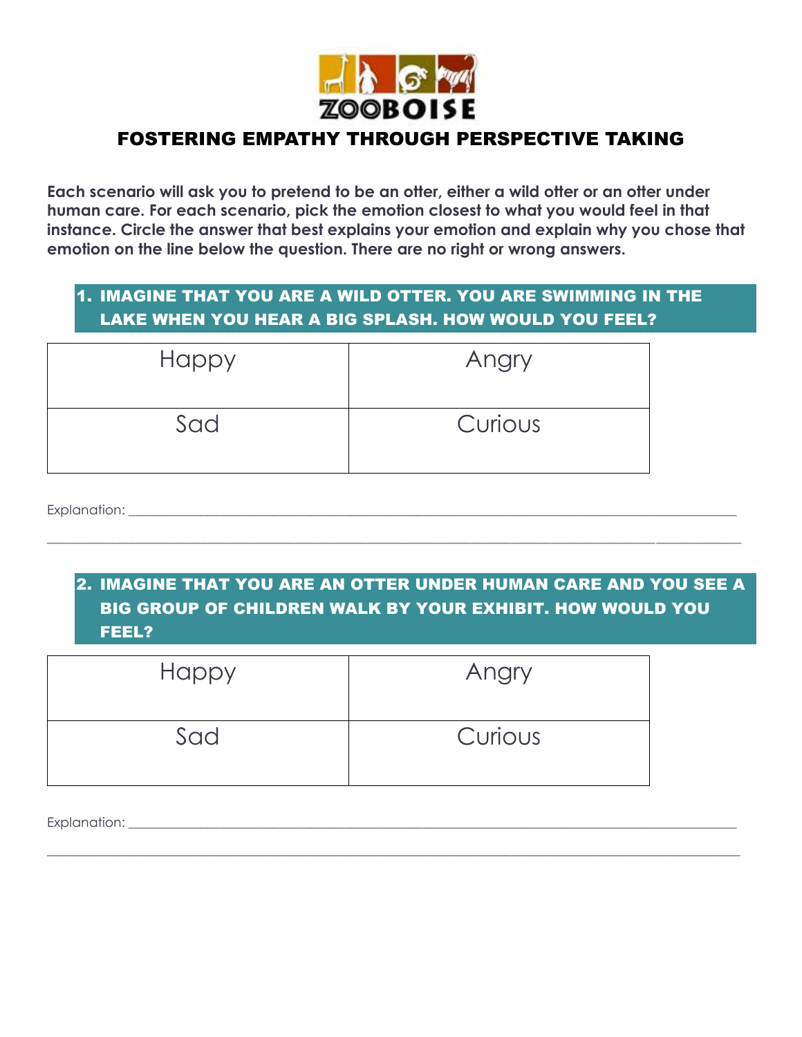ZOOBOISE

# FOSTERING EMPATHY THROUGH PERSPECTIVE TAKING

**Each scenario will ask you to pretend to be an otter, either a wild otter or an otter under human care. For each scenario, pick the emotion closest to what you would feel in that instance. Circle the answer that best explains your emotion and explain why you chose that emotion on the line below the question. There are no right or wrong answers.**

## 1. IMAGINE THAT YOU ARE A WILD OTTER. YOU ARE SWIMMING IN THE LAKE WHEN YOU HEAR A BIG SPLASH. HOW WOULD YOU FEEL?

| Happy | Angry |
|---|---|
| Sad | Curious |

Explanation: ____________________________________________________________________________

______________________________________________________________________________________

## 2. IMAGINE THAT YOU ARE AN OTTER UNDER HUMAN CARE AND YOU SEE A BIG GROUP OF CHILDREN WALK BY YOUR EXHIBIT. HOW WOULD YOU FEEL?

| Happy | Angry |
|---|---|
| Sad | Curious |

Explanation: ____________________________________________________________________________

______________________________________________________________________________________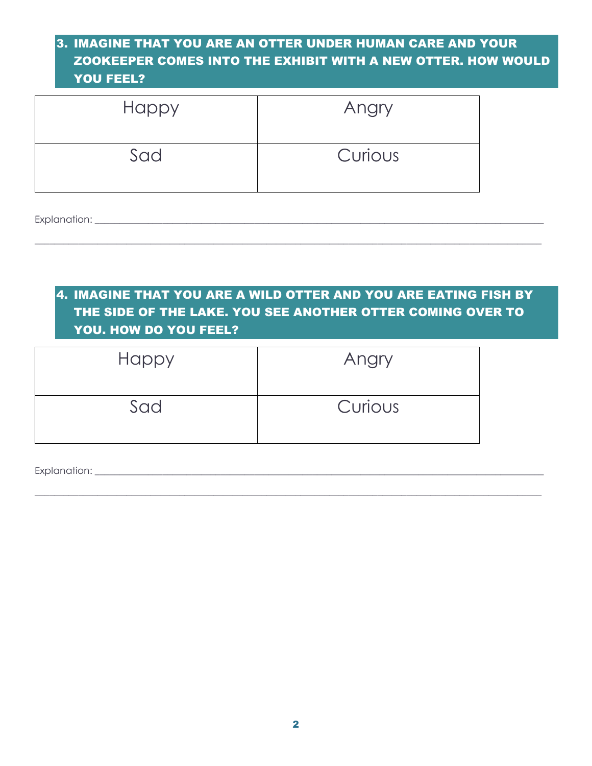### 3. IMAGINE THAT YOU ARE AN OTTER UNDER HUMAN CARE AND YOUR ZOOKEEPER COMES INTO THE EXHIBIT WITH A NEW OTTER. HOW WOULD YOU FEEL?

| | |
|---|---|
| Happy | Angry |
| Sad | Curious |

Explanation: ________________________________________________________________________________

________________________________________________________________________________

### 4. IMAGINE THAT YOU ARE A WILD OTTER AND YOU ARE EATING FISH BY THE SIDE OF THE LAKE. YOU SEE ANOTHER OTTER COMING OVER TO YOU. HOW DO YOU FEEL?

| | |
|---|---|
| Happy | Angry |
| Sad | Curious |

Explanation: ________________________________________________________________________________

________________________________________________________________________________